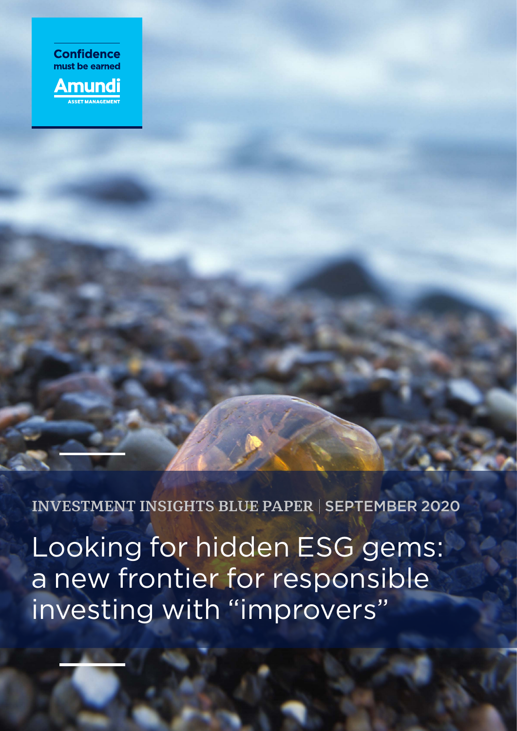Confidence must be earned

Amundi
ASSET MANAGEMENT

INVESTMENT INSIGHTS BLUE PAPER | SEPTEMBER 2020

# Looking for hidden ESG gems: a new frontier for responsible investing with "improvers"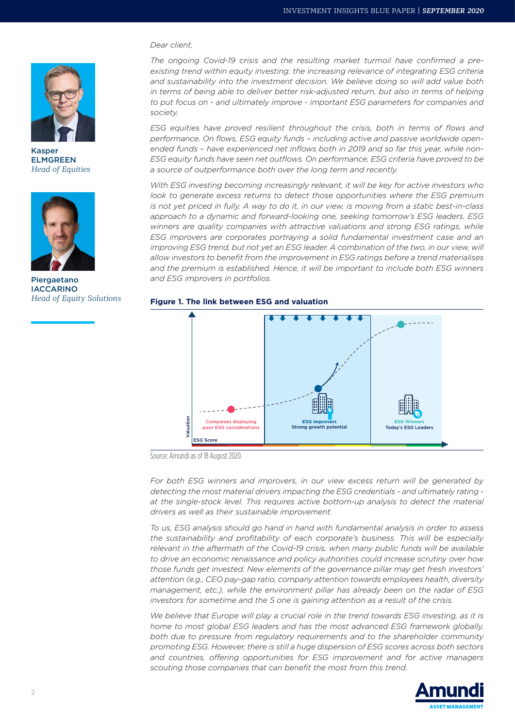Kasper ELMGREEN
*Head of Equities*

Piergaetano IACCARINO
*Head of Equity Solutions*

*Dear client,*

*The ongoing Covid-19 crisis and the resulting market turmoil have confirmed a pre-existing trend within equity investing: the increasing relevance of integrating ESG criteria and sustainability into the investment decision. We believe doing so will add value both in terms of being able to deliver better risk-adjusted return, but also in terms of helping to put focus on - and ultimately improve - important ESG parameters for companies and society.*

*ESG equities have proved resilient throughout the crisis, both in terms of flows and performance. On flows, ESG equity funds – including active and passive worldwide open-ended funds – have experienced net inflows both in 2019 and so far this year, while non-ESG equity funds have seen net outflows. On performance, ESG criteria have proved to be a source of outperformance both over the long term and recently.*

*With ESG investing becoming increasingly relevant, it will be key for active investors who look to generate excess returns to detect those opportunities where the ESG premium is not yet priced in fully. A way to do it, in our view, is moving from a static best-in-class approach to a dynamic and forward-looking one, seeking tomorrow's ESG leaders. ESG winners are quality companies with attractive valuations and strong ESG ratings, while ESG improvers are corporates portraying a solid fundamental investment case and an improving ESG trend, but not yet an ESG leader. A combination of the two, in our view, will allow investors to benefit from the improvement in ESG ratings before a trend materialises and the premium is established. Hence, it will be important to include both ESG winners and ESG improvers in portfolios.*

**Figure 1. The link between ESG and valuation**

Source: Amundi as of 18 August 2020.

*For both ESG winners and improvers, in our view excess return will be generated by detecting the most material drivers impacting the ESG credentials - and ultimately rating - at the single-stock level. This requires active bottom-up analysis to detect the material drivers as well as their sustainable improvement.*

*To us, ESG analysis should go hand in hand with fundamental analysis in order to assess the sustainability and profitability of each corporate's business. This will be especially relevant in the aftermath of the Covid-19 crisis, when many public funds will be available to drive an economic renaissance and policy authorities could increase scrutiny over how those funds get invested. New elements of the governance pillar may get fresh investors' attention (e.g., CEO pay-gap ratio, company attention towards employees health, diversity management, etc.), while the environment pillar has already been on the radar of ESG investors for sometime and the S one is gaining attention as a result of the crisis.*

*We believe that Europe will play a crucial role in the trend towards ESG investing, as it is home to most global ESG leaders and has the most advanced ESG framework globally, both due to pressure from regulatory requirements and to the shareholder community promoting ESG. However, there is still a huge dispersion of ESG scores across both sectors and countries, offering opportunities for ESG improvement and for active managers scouting those companies that can benefit the most from this trend.*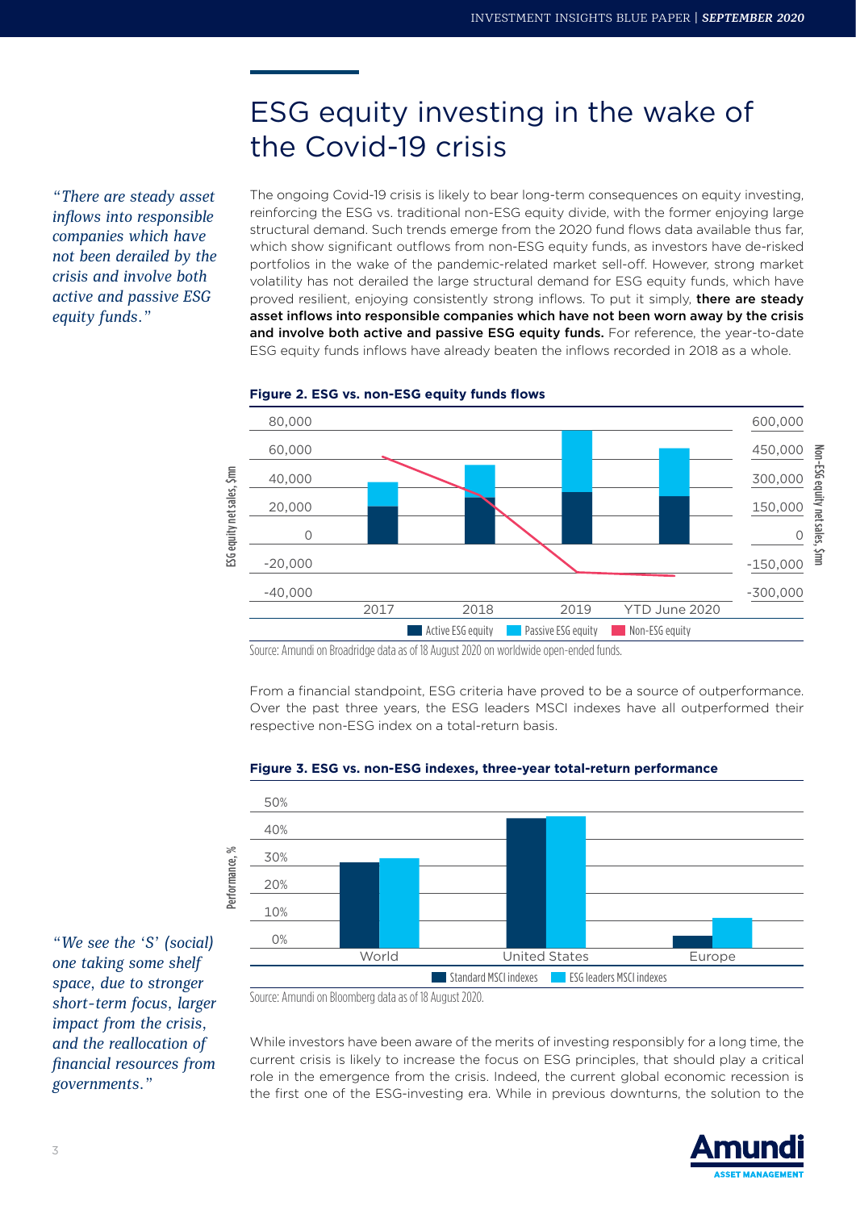# ESG equity investing in the wake of the Covid-19 crisis

*"There are steady asset inflows into responsible companies which have not been derailed by the crisis and involve both active and passive ESG equity funds."*

The ongoing Covid-19 crisis is likely to bear long-term consequences on equity investing, reinforcing the ESG vs. traditional non-ESG equity divide, with the former enjoying large structural demand. Such trends emerge from the 2020 fund flows data available thus far, which show significant outflows from non-ESG equity funds, as investors have de-risked portfolios in the wake of the pandemic-related market sell-off. However, strong market volatility has not derailed the large structural demand for ESG equity funds, which have proved resilient, enjoying consistently strong inflows. To put it simply, **there are steady asset inflows into responsible companies which have not been worn away by the crisis and involve both active and passive ESG equity funds.** For reference, the year-to-date ESG equity funds inflows have already beaten the inflows recorded in 2018 as a whole.

**Figure 2. ESG vs. non-ESG equity funds flows**

Source: Amundi on Broadridge data as of 18 August 2020 on worldwide open-ended funds.

From a financial standpoint, ESG criteria have proved to be a source of outperformance. Over the past three years, the ESG leaders MSCI indexes have all outperformed their respective non-ESG index on a total-return basis.

**Figure 3. ESG vs. non-ESG indexes, three-year total-return performance**

Source: Amundi on Bloomberg data as of 18 August 2020.

*"We see the 'S' (social) one taking some shelf space, due to stronger short-term focus, larger impact from the crisis, and the reallocation of financial resources from governments."*

While investors have been aware of the merits of investing responsibly for a long time, the current crisis is likely to increase the focus on ESG principles, that should play a critical role in the emergence from the crisis. Indeed, the current global economic recession is the first one of the ESG-investing era. While in previous downturns, the solution to the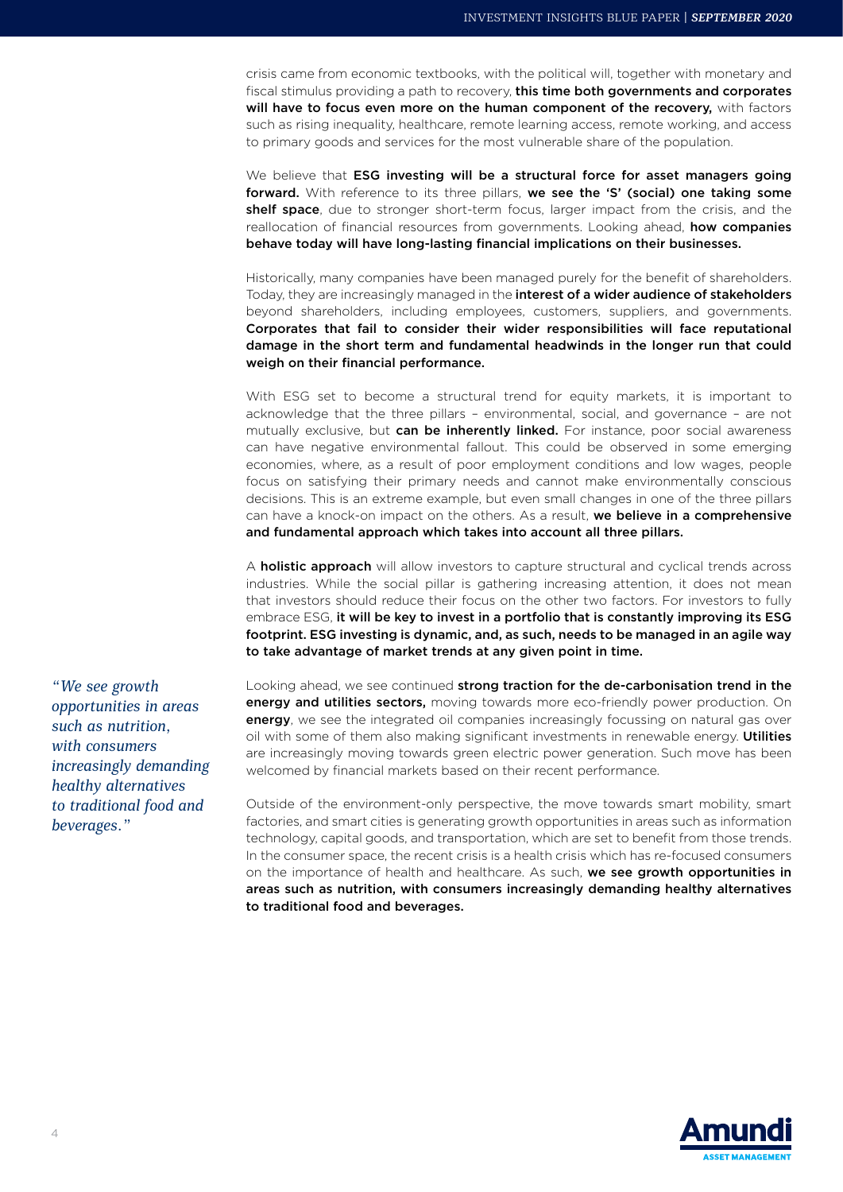crisis came from economic textbooks, with the political will, together with monetary and fiscal stimulus providing a path to recovery, **this time both governments and corporates will have to focus even more on the human component of the recovery,** with factors such as rising inequality, healthcare, remote learning access, remote working, and access to primary goods and services for the most vulnerable share of the population.

We believe that **ESG investing will be a structural force for asset managers going forward.** With reference to its three pillars, **we see the 'S' (social) one taking some shelf space**, due to stronger short-term focus, larger impact from the crisis, and the reallocation of financial resources from governments. Looking ahead, **how companies behave today will have long-lasting financial implications on their businesses.**

Historically, many companies have been managed purely for the benefit of shareholders. Today, they are increasingly managed in the **interest of a wider audience of stakeholders** beyond shareholders, including employees, customers, suppliers, and governments. **Corporates that fail to consider their wider responsibilities will face reputational damage in the short term and fundamental headwinds in the longer run that could weigh on their financial performance.**

With ESG set to become a structural trend for equity markets, it is important to acknowledge that the three pillars – environmental, social, and governance – are not mutually exclusive, but **can be inherently linked.** For instance, poor social awareness can have negative environmental fallout. This could be observed in some emerging economies, where, as a result of poor employment conditions and low wages, people focus on satisfying their primary needs and cannot make environmentally conscious decisions. This is an extreme example, but even small changes in one of the three pillars can have a knock-on impact on the others. As a result, **we believe in a comprehensive and fundamental approach which takes into account all three pillars.**

A **holistic approach** will allow investors to capture structural and cyclical trends across industries. While the social pillar is gathering increasing attention, it does not mean that investors should reduce their focus on the other two factors. For investors to fully embrace ESG, **it will be key to invest in a portfolio that is constantly improving its ESG footprint. ESG investing is dynamic, and, as such, needs to be managed in an agile way to take advantage of market trends at any given point in time.**

*"We see growth opportunities in areas such as nutrition, with consumers increasingly demanding healthy alternatives to traditional food and beverages."*

Looking ahead, we see continued **strong traction for the de-carbonisation trend in the energy and utilities sectors,** moving towards more eco-friendly power production. On **energy**, we see the integrated oil companies increasingly focussing on natural gas over oil with some of them also making significant investments in renewable energy. **Utilities** are increasingly moving towards green electric power generation. Such move has been welcomed by financial markets based on their recent performance.

Outside of the environment-only perspective, the move towards smart mobility, smart factories, and smart cities is generating growth opportunities in areas such as information technology, capital goods, and transportation, which are set to benefit from those trends. In the consumer space, the recent crisis is a health crisis which has re-focused consumers on the importance of health and healthcare. As such, **we see growth opportunities in areas such as nutrition, with consumers increasingly demanding healthy alternatives to traditional food and beverages.**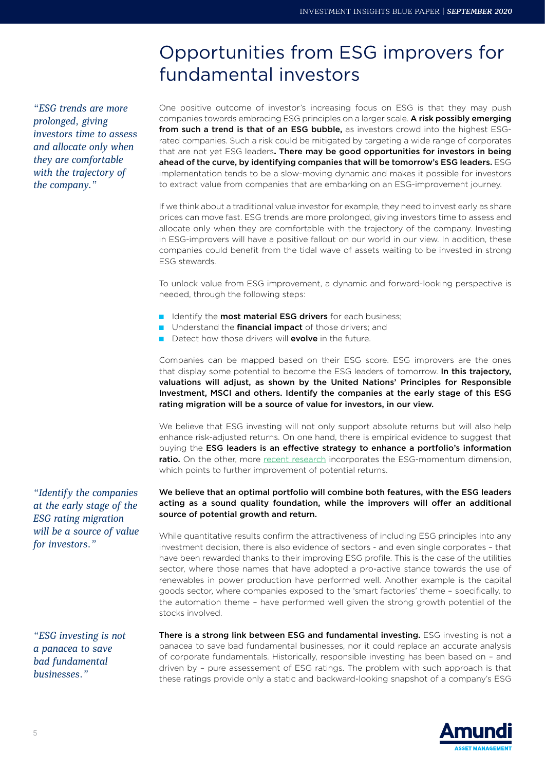# Opportunities from ESG improvers for fundamental investors

*"ESG trends are more prolonged, giving investors time to assess and allocate only when they are comfortable with the trajectory of the company."*

One positive outcome of investor's increasing focus on ESG is that they may push companies towards embracing ESG principles on a larger scale. **A risk possibly emerging from such a trend is that of an ESG bubble,** as investors crowd into the highest ESG-rated companies. Such a risk could be mitigated by targeting a wide range of corporates that are not yet ESG leaders**. There may be good opportunities for investors in being ahead of the curve, by identifying companies that will be tomorrow's ESG leaders.** ESG implementation tends to be a slow-moving dynamic and makes it possible for investors to extract value from companies that are embarking on an ESG-improvement journey.

If we think about a traditional value investor for example, they need to invest early as share prices can move fast. ESG trends are more prolonged, giving investors time to assess and allocate only when they are comfortable with the trajectory of the company. Investing in ESG-improvers will have a positive fallout on our world in our view. In addition, these companies could benefit from the tidal wave of assets waiting to be invested in strong ESG stewards.

To unlock value from ESG improvement, a dynamic and forward-looking perspective is needed, through the following steps:

- Identify the **most material ESG drivers** for each business;
- Understand the **financial impact** of those drivers; and
- Detect how those drivers will **evolve** in the future.

Companies can be mapped based on their ESG score. ESG improvers are the ones that display some potential to become the ESG leaders of tomorrow. **In this trajectory, valuations will adjust, as shown by the United Nations' Principles for Responsible Investment, MSCI and others. Identify the companies at the early stage of this ESG rating migration will be a source of value for investors, in our view.**

We believe that ESG investing will not only support absolute returns but will also help enhance risk-adjusted returns. On one hand, there is empirical evidence to suggest that buying the **ESG leaders is an effective strategy to enhance a portfolio's information ratio.** On the other, more recent research incorporates the ESG-momentum dimension, which points to further improvement of potential returns.

*"Identify the companies at the early stage of the ESG rating migration will be a source of value for investors."*

**We believe that an optimal portfolio will combine both features, with the ESG leaders acting as a sound quality foundation, while the improvers will offer an additional source of potential growth and return.**

While quantitative results confirm the attractiveness of including ESG principles into any investment decision, there is also evidence of sectors - and even single corporates – that have been rewarded thanks to their improving ESG profile. This is the case of the utilities sector, where those names that have adopted a pro-active stance towards the use of renewables in power production have performed well. Another example is the capital goods sector, where companies exposed to the 'smart factories' theme – specifically, to the automation theme – have performed well given the strong growth potential of the stocks involved.

*"ESG investing is not a panacea to save bad fundamental businesses."*

**There is a strong link between ESG and fundamental investing.** ESG investing is not a panacea to save bad fundamental businesses, nor it could replace an accurate analysis of corporate fundamentals. Historically, responsible investing has been based on – and driven by – pure assessement of ESG ratings. The problem with such approach is that these ratings provide only a static and backward-looking snapshot of a company's ESG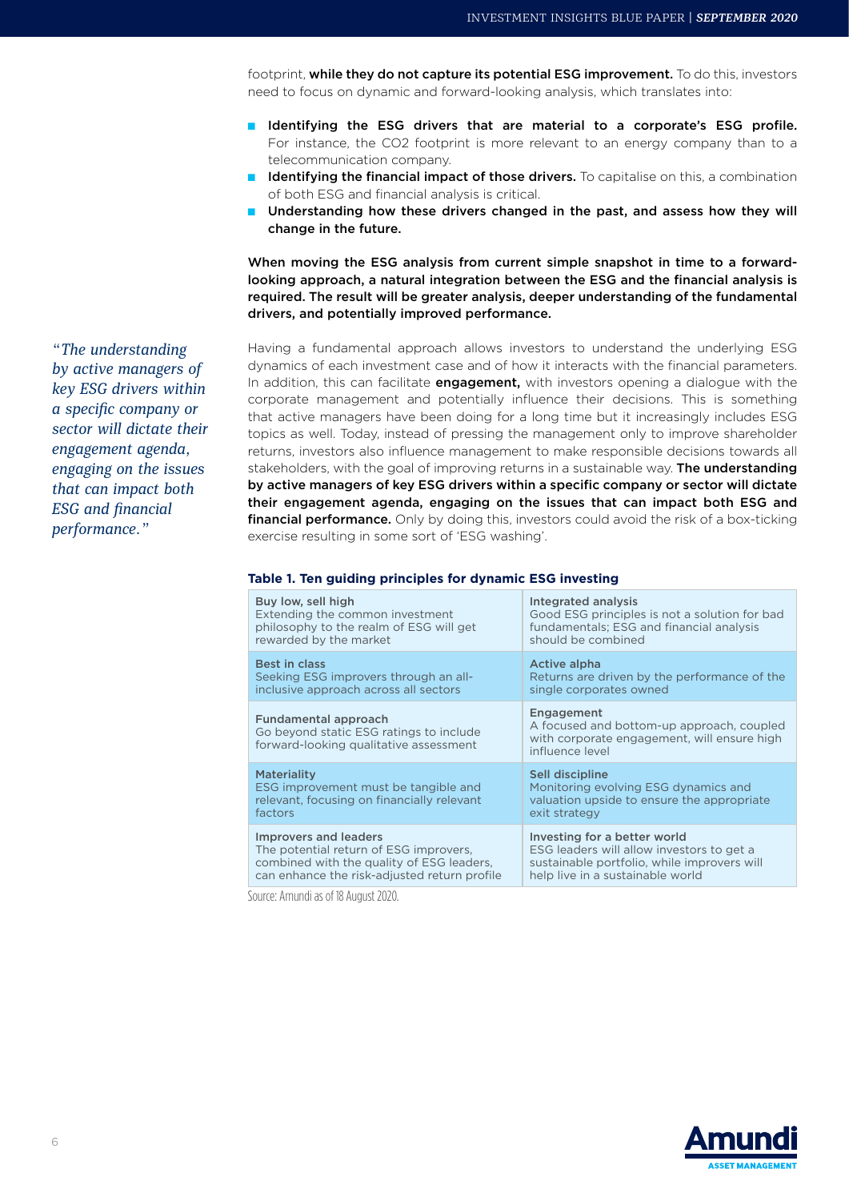footprint, **while they do not capture its potential ESG improvement.** To do this, investors need to focus on dynamic and forward-looking analysis, which translates into:

- **Identifying the ESG drivers that are material to a corporate's ESG profile.** For instance, the $CO_2$ footprint is more relevant to an energy company than to a telecommunication company.
- **Identifying the financial impact of those drivers.** To capitalise on this, a combination of both ESG and financial analysis is critical.
- **Understanding how these drivers changed in the past, and assess how they will change in the future.**

**When moving the ESG analysis from current simple snapshot in time to a forward-looking approach, a natural integration between the ESG and the financial analysis is required. The result will be greater analysis, deeper understanding of the fundamental drivers, and potentially improved performance.**

*"The understanding by active managers of key ESG drivers within a specific company or sector will dictate their engagement agenda, engaging on the issues that can impact both ESG and financial performance."*

Having a fundamental approach allows investors to understand the underlying ESG dynamics of each investment case and of how it interacts with the financial parameters. In addition, this can facilitate **engagement,** with investors opening a dialogue with the corporate management and potentially influence their decisions. This is something that active managers have been doing for a long time but it increasingly includes ESG topics as well. Today, instead of pressing the management only to improve shareholder returns, investors also influence management to make responsible decisions towards all stakeholders, with the goal of improving returns in a sustainable way. **The understanding by active managers of key ESG drivers within a specific company or sector will dictate their engagement agenda, engaging on the issues that can impact both ESG and financial performance.** Only by doing this, investors could avoid the risk of a box-ticking exercise resulting in some sort of 'ESG washing'.

**Table 1. Ten guiding principles for dynamic ESG investing**

| | |
|---|---|
| **Buy low, sell high** Extending the common investment philosophy to the realm of ESG will get rewarded by the market | **Integrated analysis** Good ESG principles is not a solution for bad fundamentals; ESG and financial analysis should be combined |
| **Best in class** Seeking ESG improvers through an all-inclusive approach across all sectors | **Active alpha** Returns are driven by the performance of the single corporates owned |
| **Fundamental approach** Go beyond static ESG ratings to include forward-looking qualitative assessment | **Engagement** A focused and bottom-up approach, coupled with corporate engagement, will ensure high influence level |
| **Materiality** ESG improvement must be tangible and relevant, focusing on financially relevant factors | **Sell discipline** Monitoring evolving ESG dynamics and valuation upside to ensure the appropriate exit strategy |
| **Improvers and leaders** The potential return of ESG improvers, combined with the quality of ESG leaders, can enhance the risk-adjusted return profile | **Investing for a better world** ESG leaders will allow investors to get a sustainable portfolio, while improvers will help live in a sustainable world |

Source: Amundi as of 18 August 2020.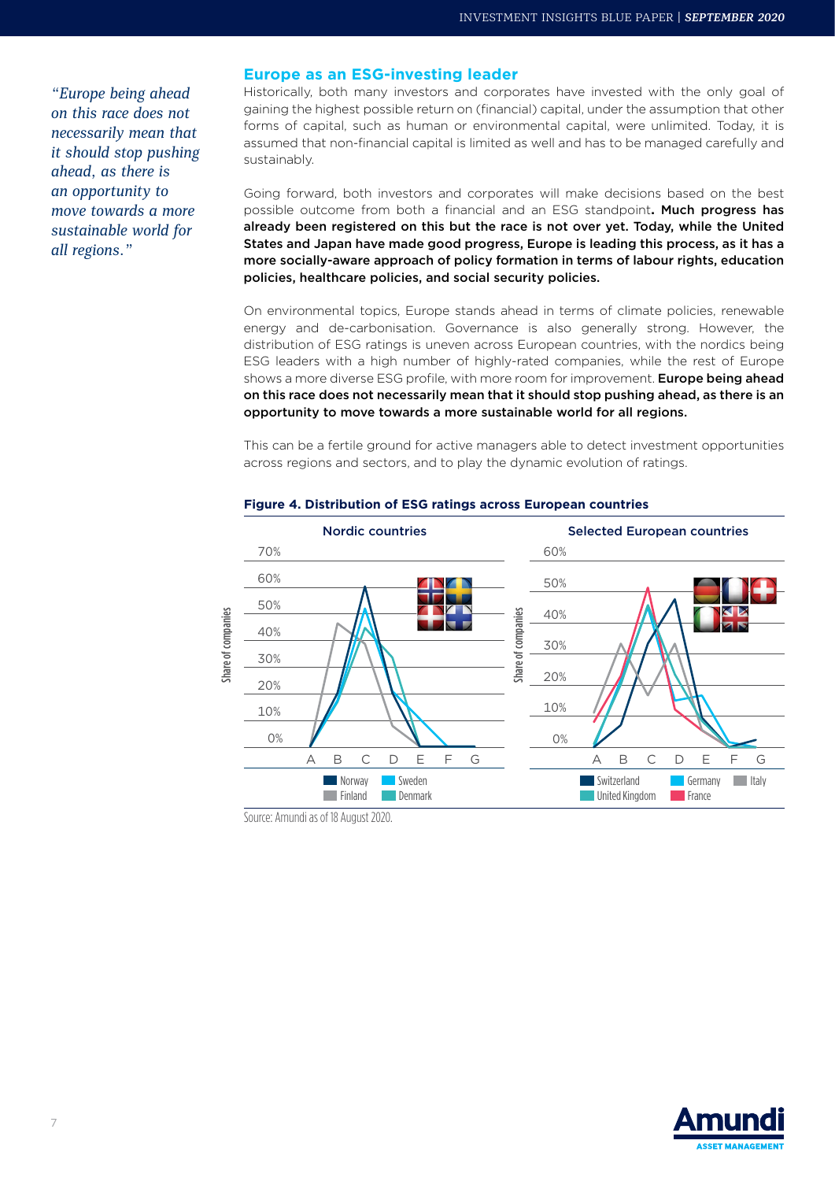> *"Europe being ahead on this race does not necessarily mean that it should stop pushing ahead, as there is an opportunity to move towards a more sustainable world for all regions."*

## Europe as an ESG-investing leader

Historically, both many investors and corporates have invested with the only goal of gaining the highest possible return on (financial) capital, under the assumption that other forms of capital, such as human or environmental capital, were unlimited. Today, it is assumed that non-financial capital is limited as well and has to be managed carefully and sustainably.

Going forward, both investors and corporates will make decisions based on the best possible outcome from both a financial and an ESG standpoint**. Much progress has already been registered on this but the race is not over yet. Today, while the United States and Japan have made good progress, Europe is leading this process, as it has a more socially-aware approach of policy formation in terms of labour rights, education policies, healthcare policies, and social security policies.**

On environmental topics, Europe stands ahead in terms of climate policies, renewable energy and de-carbonisation. Governance is also generally strong. However, the distribution of ESG ratings is uneven across European countries, with the nordics being ESG leaders with a high number of highly-rated companies, while the rest of Europe shows a more diverse ESG profile, with more room for improvement. **Europe being ahead on this race does not necessarily mean that it should stop pushing ahead, as there is an opportunity to move towards a more sustainable world for all regions.**

This can be a fertile ground for active managers able to detect investment opportunities across regions and sectors, and to play the dynamic evolution of ratings.

**Figure 4. Distribution of ESG ratings across European countries**

Source: Amundi as of 18 August 2020.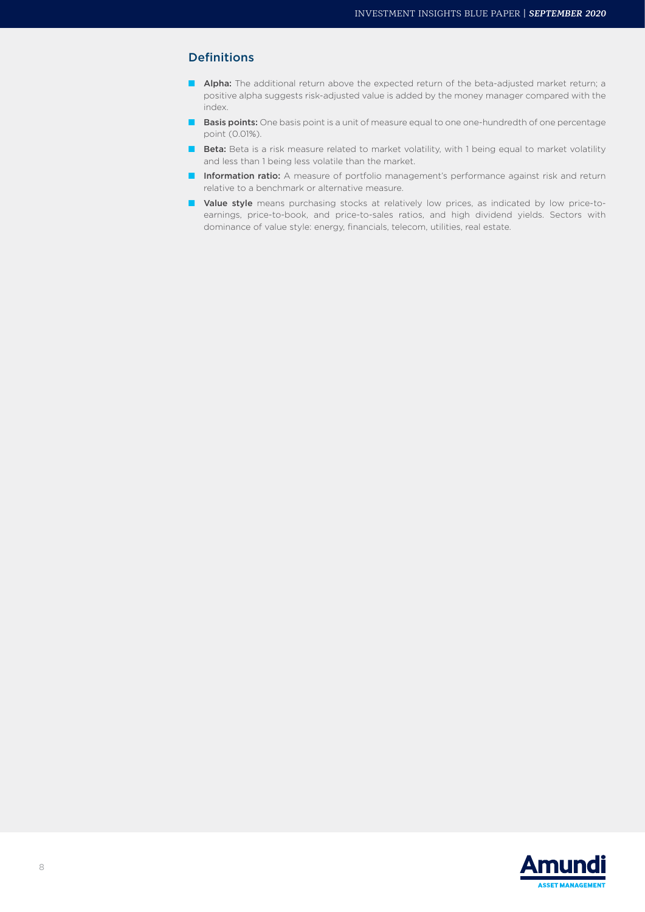## Definitions

- **Alpha:** The additional return above the expected return of the beta-adjusted market return; a positive alpha suggests risk-adjusted value is added by the money manager compared with the index.
- **Basis points:** One basis point is a unit of measure equal to one one-hundredth of one percentage point (0.01%).
- **Beta:** Beta is a risk measure related to market volatility, with 1 being equal to market volatility and less than 1 being less volatile than the market.
- **Information ratio:** A measure of portfolio management's performance against risk and return relative to a benchmark or alternative measure.
- **Value style** means purchasing stocks at relatively low prices, as indicated by low price-to-earnings, price-to-book, and price-to-sales ratios, and high dividend yields. Sectors with dominance of value style: energy, financials, telecom, utilities, real estate.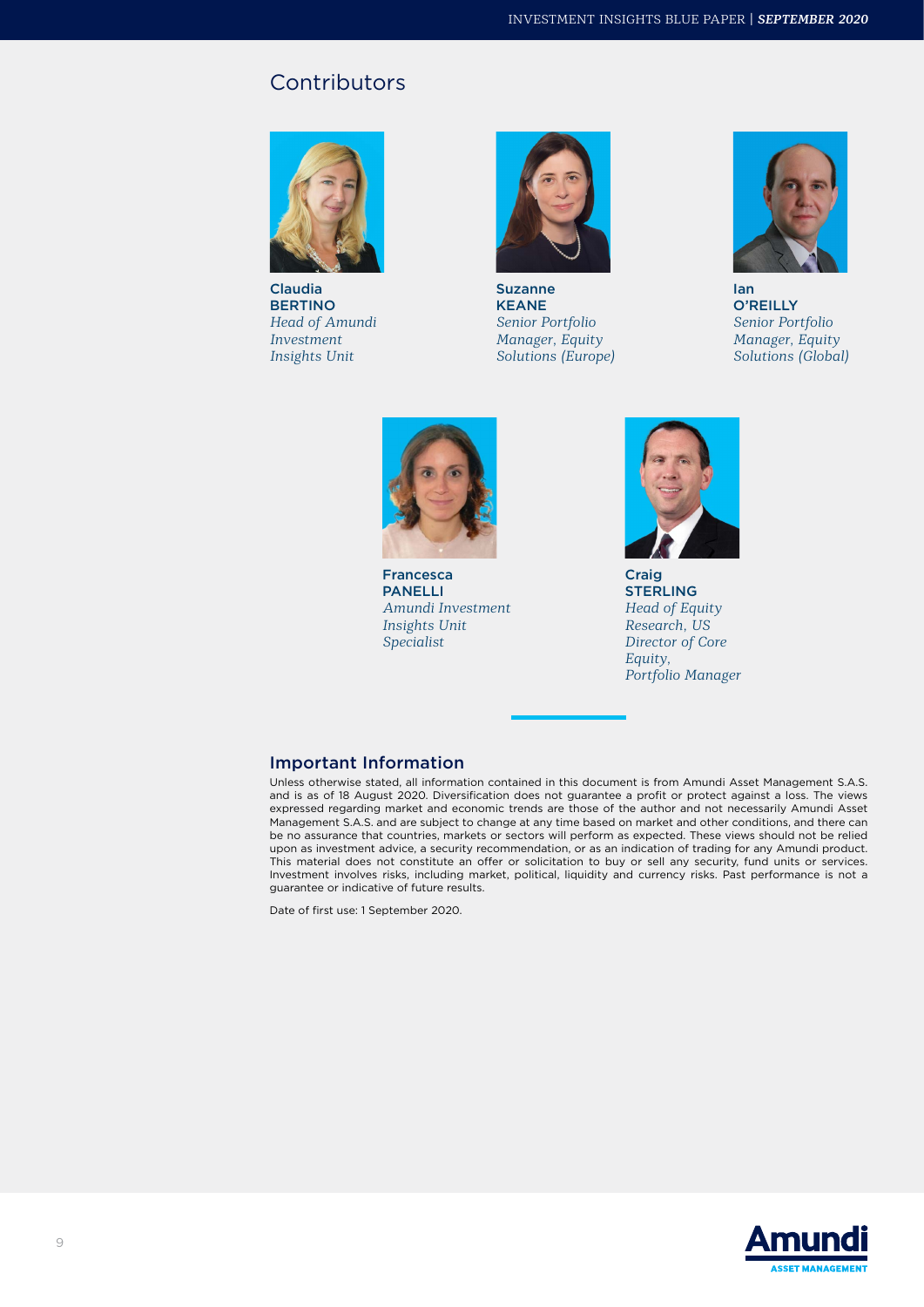## Contributors

**Claudia BERTINO**
*Head of Amundi Investment Insights Unit*

**Suzanne KEANE**
*Senior Portfolio Manager, Equity Solutions (Europe)*

**Ian O'REILLY**
*Senior Portfolio Manager, Equity Solutions (Global)*

**Francesca PANELLI**
*Amundi Investment Insights Unit Specialist*

**Craig STERLING**
*Head of Equity Research, US Director of Core Equity, Portfolio Manager*

### Important Information

Unless otherwise stated, all information contained in this document is from Amundi Asset Management S.A.S. and is as of 18 August 2020. Diversification does not guarantee a profit or protect against a loss. The views expressed regarding market and economic trends are those of the author and not necessarily Amundi Asset Management S.A.S. and are subject to change at any time based on market and other conditions, and there can be no assurance that countries, markets or sectors will perform as expected. These views should not be relied upon as investment advice, a security recommendation, or as an indication of trading for any Amundi product. This material does not constitute an offer or solicitation to buy or sell any security, fund units or services. Investment involves risks, including market, political, liquidity and currency risks. Past performance is not a guarantee or indicative of future results.

Date of first use: 1 September 2020.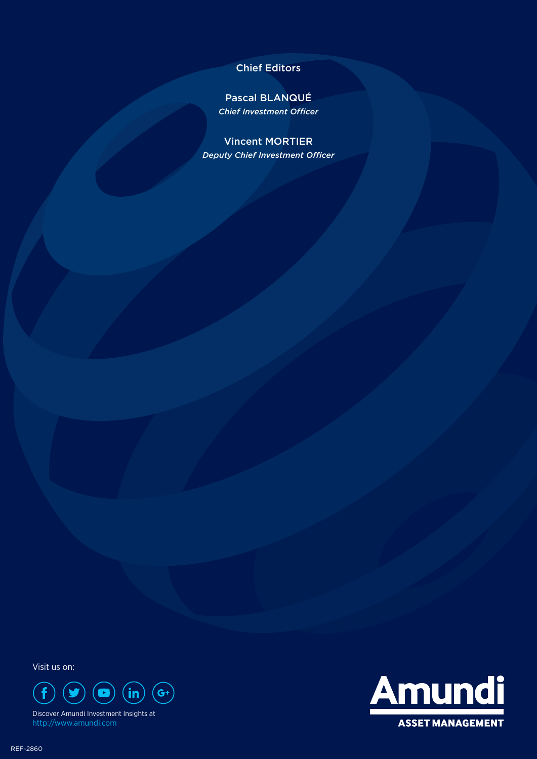Chief Editors

Pascal BLANQUÉ
*Chief Investment Officer*

Vincent MORTIER
*Deputy Chief Investment Officer*

Visit us on:

Discover Amundi Investment Insights at
http://www.amundi.com

Amundi
ASSET MANAGEMENT

REF-2860